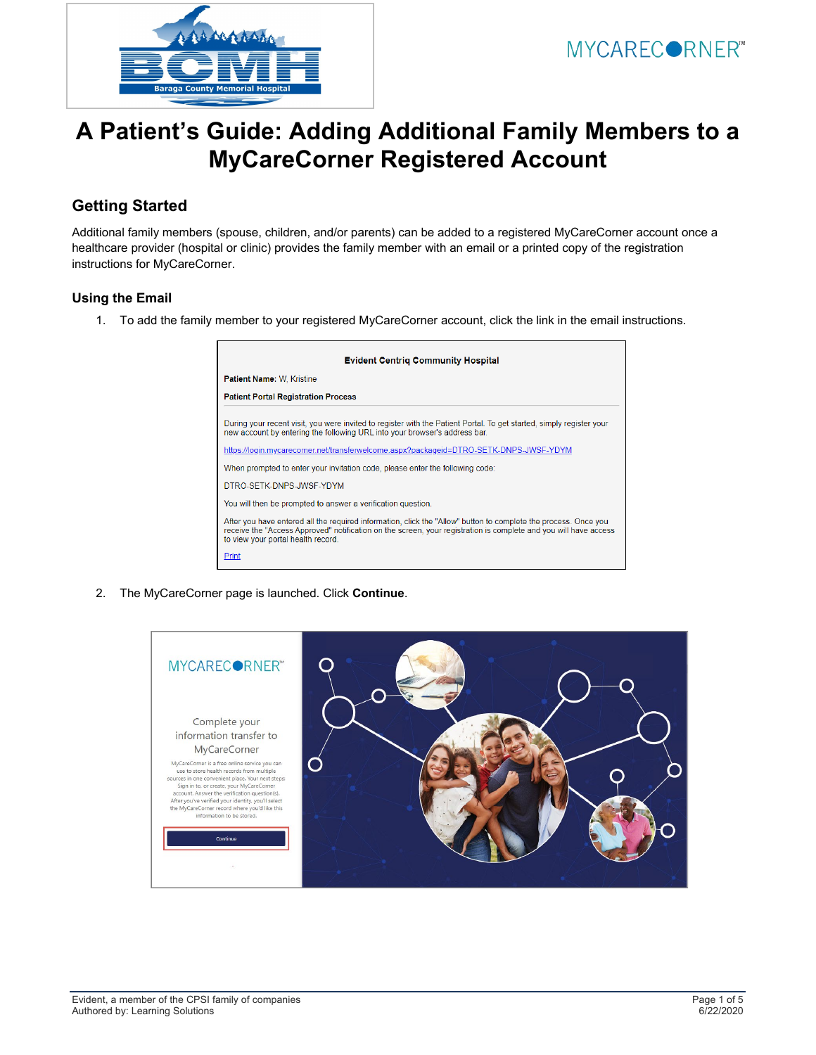# A Patient's Guide: Adding Additional Family Members to a MyCareCorner Registered Account

## Getting Started

Additional family members (spouse, children, and/or parents) can be added to a registered MyCareCorner account once a healthcare provider (hospital or clinic) provides the family member with an email or a printed copy of the registration instructions for MyCareCorner.

### Using the Email

1. To add the family member to your registered MyCareCorner account, click the link in the email instructions.

2. The MyCareCorner page is launched. Click **Continue**.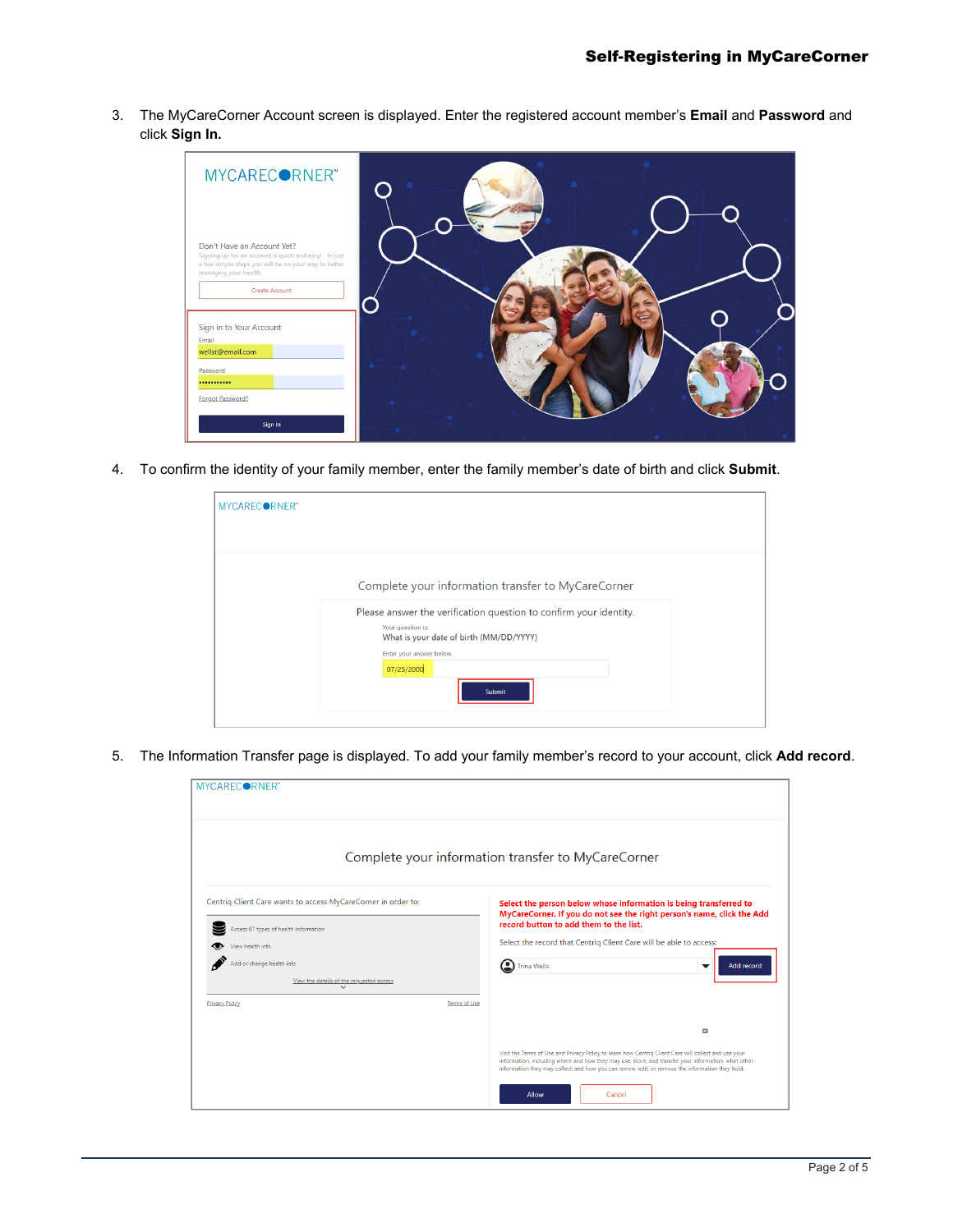3. The MyCareCorner Account screen is displayed. Enter the registered account member's **Email** and **Password** and click **Sign In.**

4. To confirm the identity of your family member, enter the family member's date of birth and click **Submit**.

5. The Information Transfer page is displayed. To add your family member's record to your account, click **Add record**.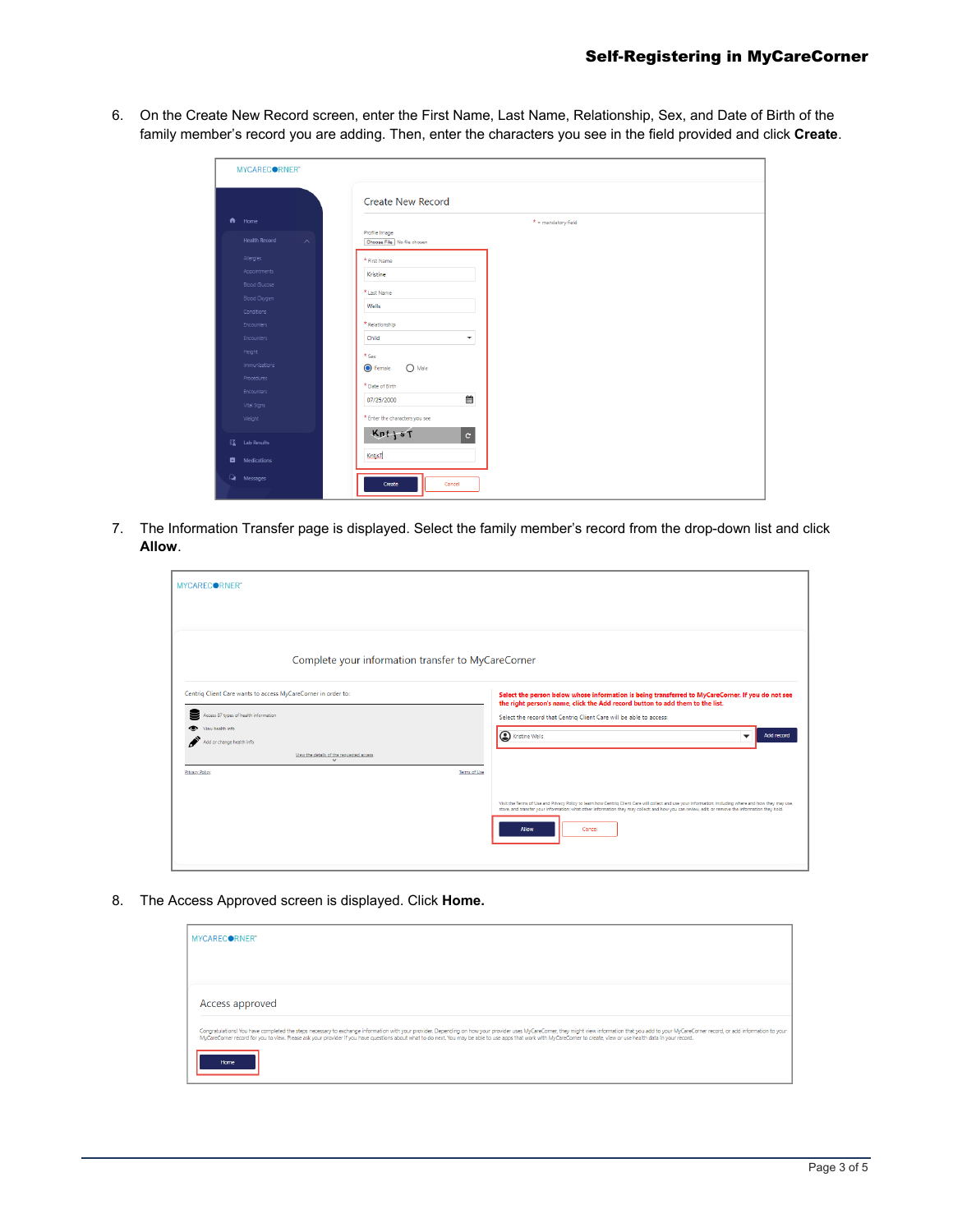6. On the Create New Record screen, enter the First Name, Last Name, Relationship, Sex, and Date of Birth of the family member's record you are adding. Then, enter the characters you see in the field provided and click **Create**.

7. The Information Transfer page is displayed. Select the family member's record from the drop-down list and click **Allow**.

8. The Access Approved screen is displayed. Click **Home.**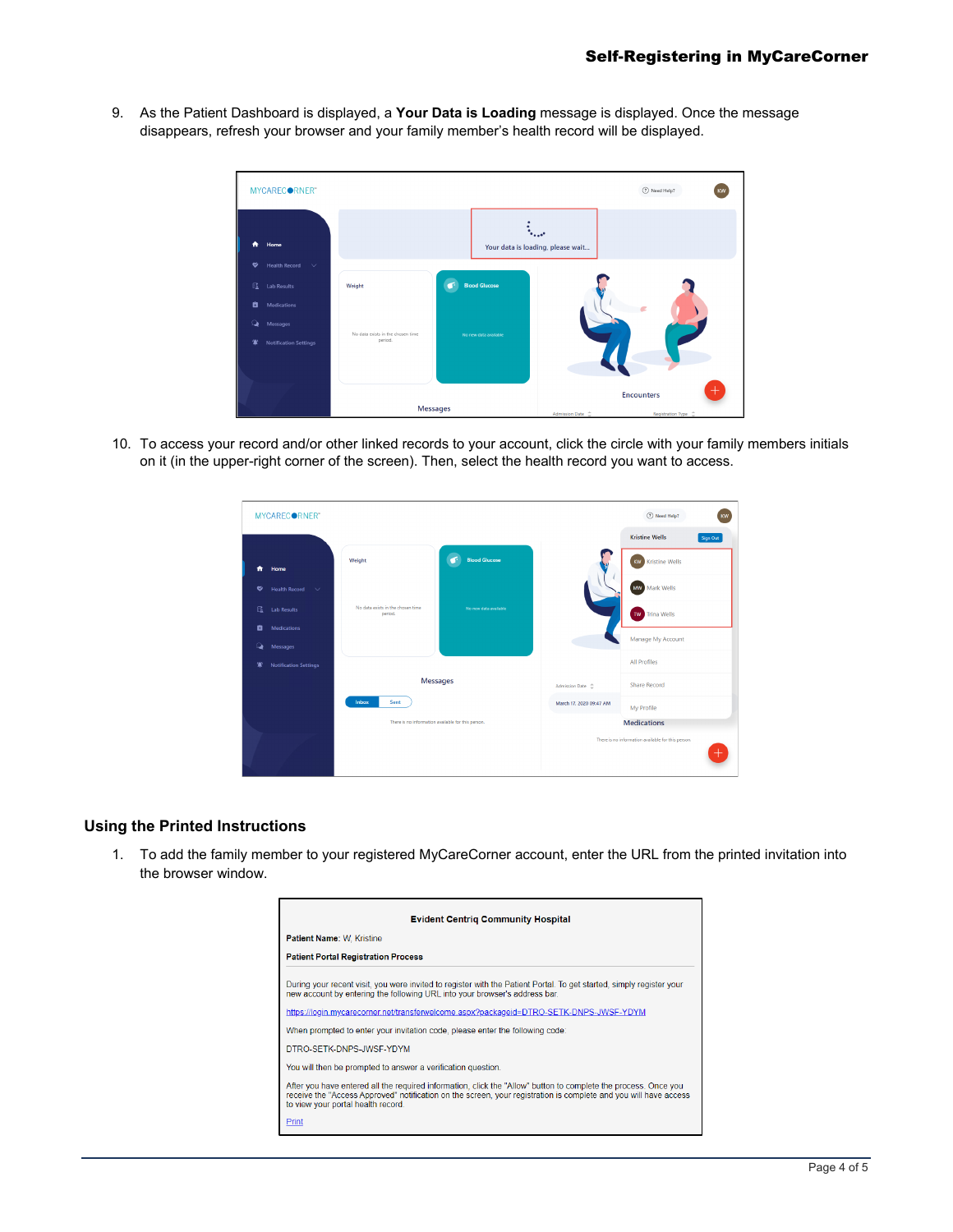9. As the Patient Dashboard is displayed, a **Your Data is Loading** message is displayed. Once the message disappears, refresh your browser and your family member's health record will be displayed.

10. To access your record and/or other linked records to your account, click the circle with your family members initials on it (in the upper-right corner of the screen). Then, select the health record you want to access.

## Using the Printed Instructions

1. To add the family member to your registered MyCareCorner account, enter the URL from the printed invitation into the browser window.

> **Evident Centriq Community Hospital**
>
> **Patient Name**: W, Kristine
>
> **Patient Portal Registration Process**
>
> During your recent visit, you were invited to register with the Patient Portal. To get started, simply register your new account by entering the following URL into your browser's address bar.
>
> https://login.mycarecorner.net/transferwelcome.aspx?packageid=DTRO-SETK-DNPS-JWSF-YDYM
>
> When prompted to enter your invitation code, please enter the following code:
>
> DTRO-SETK-DNPS-JWSF-YDYM
>
> You will then be prompted to answer a verification question.
>
> After you have entered all the required information, click the "Allow" button to complete the process. Once you receive the "Access Approved" notification on the screen, your registration is complete and you will have access to view your portal health record.
>
> Print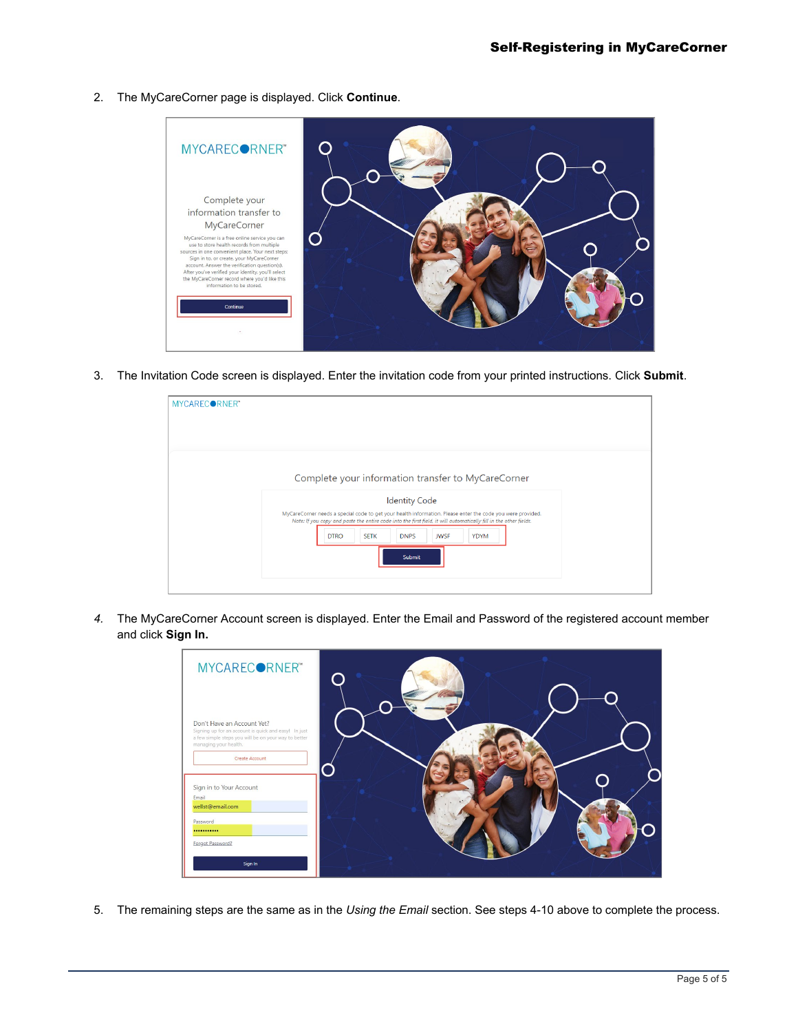2. The MyCareCorner page is displayed. Click **Continue**.

3. The Invitation Code screen is displayed. Enter the invitation code from your printed instructions. Click **Submit**.

4. The MyCareCorner Account screen is displayed. Enter the Email and Password of the registered account member and click **Sign In.**

5. The remaining steps are the same as in the *Using the Email* section. See steps 4-10 above to complete the process.